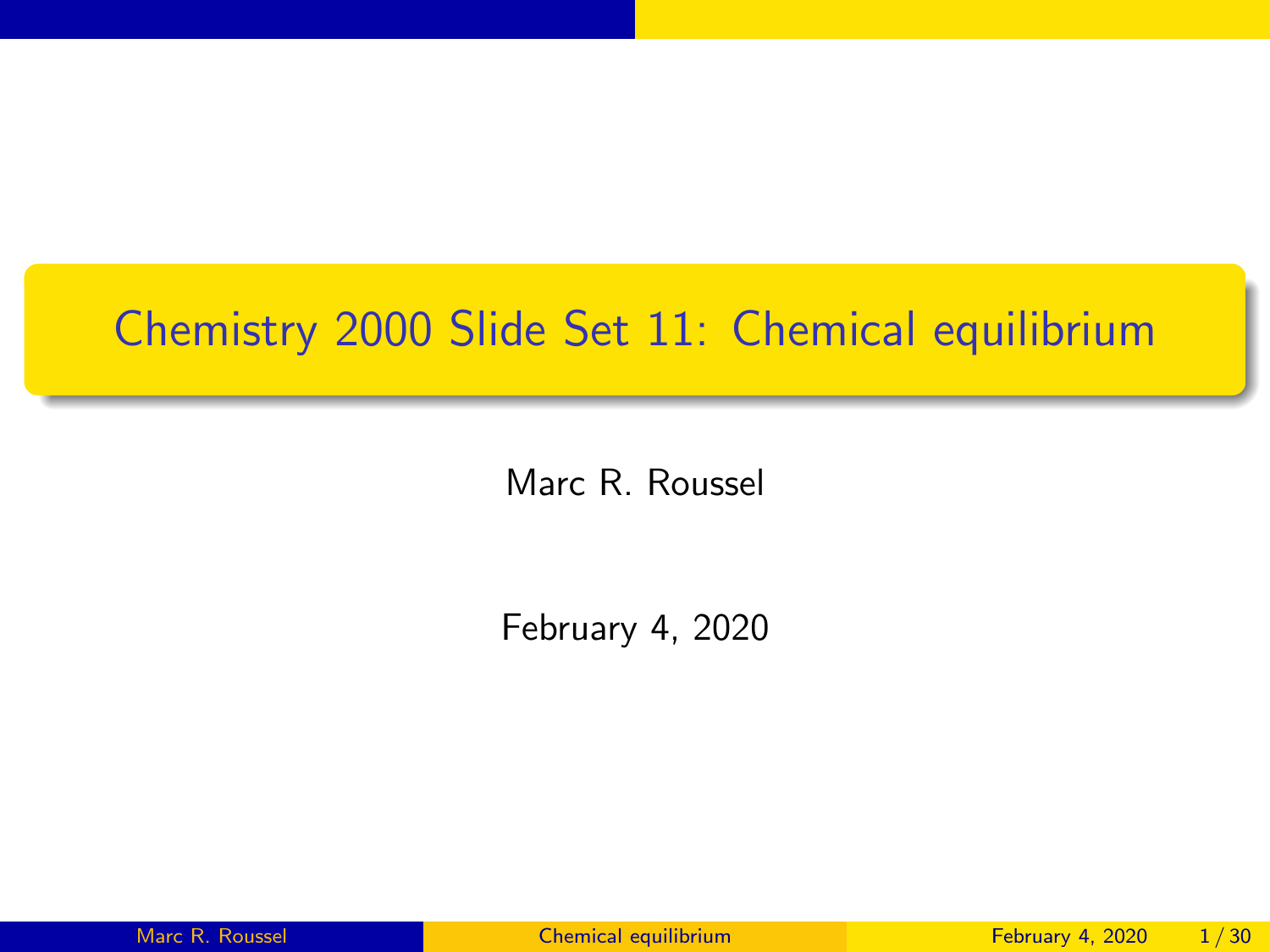# Chemistry 2000 Slide Set 11: Chemical equilibrium

Marc R. Roussel

February 4, 2020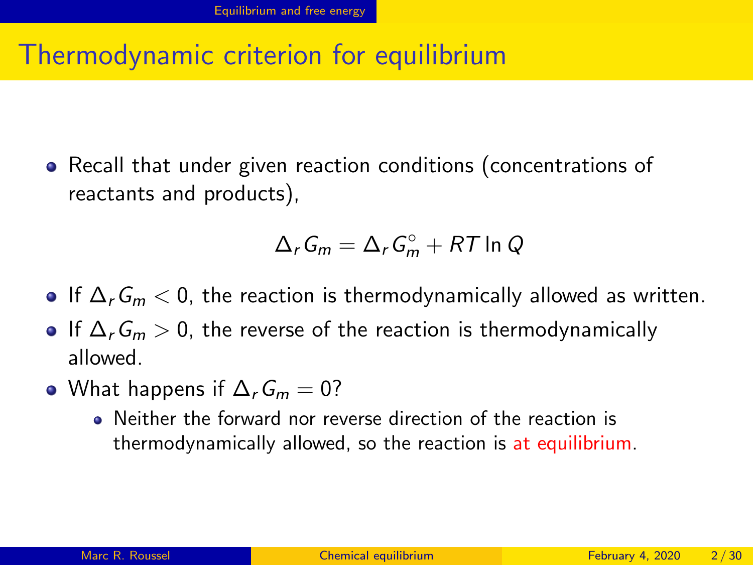# Thermodynamic criterion for equilibrium

- Recall that under given reaction conditions (concentrations of reactants and products),

$$\Delta_r G_m = \Delta_r G_m^\circ + RT \ln Q$$

- If $\Delta_r G_m < 0$, the reaction is thermodynamically allowed as written.
- If $\Delta_r G_m > 0$, the reverse of the reaction is thermodynamically allowed.
- What happens if $\Delta_r G_m = 0$?
  - Neither the forward nor reverse direction of the reaction is thermodynamically allowed, so the reaction is at equilibrium.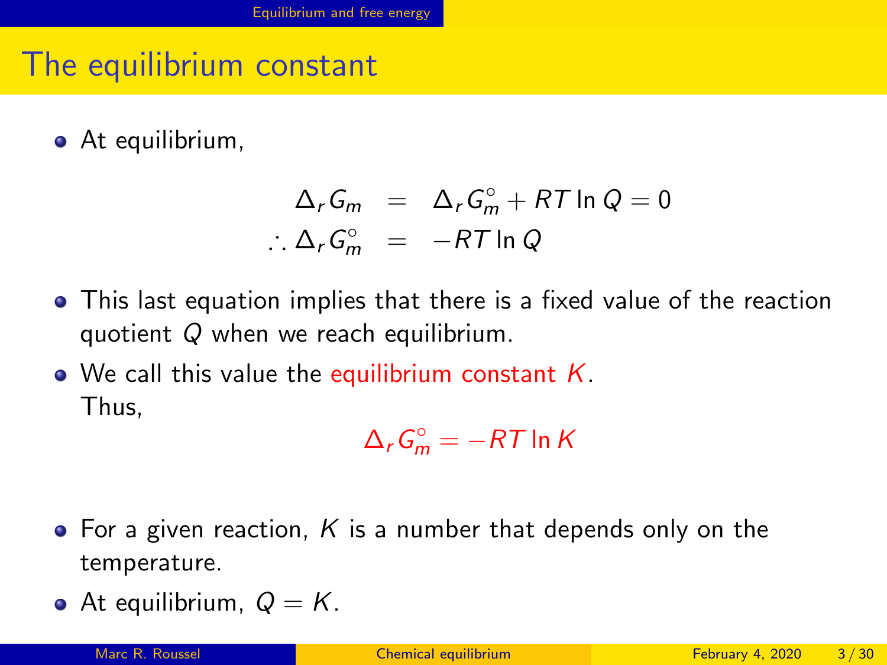# The equilibrium constant

- At equilibrium,

$$
\begin{aligned}
\Delta_r G_m &= \Delta_r G_m^\circ + RT \ln Q = 0 \\
\therefore \Delta_r G_m^\circ &= -RT \ln Q
\end{aligned}
$$

- This last equation implies that there is a fixed value of the reaction quotient $Q$ when we reach equilibrium.
- We call this value the equilibrium constant $K$.
  Thus,

$$
\Delta_r G_m^\circ = -RT \ln K
$$

- For a given reaction, $K$ is a number that depends only on the temperature.
- At equilibrium, $Q = K$.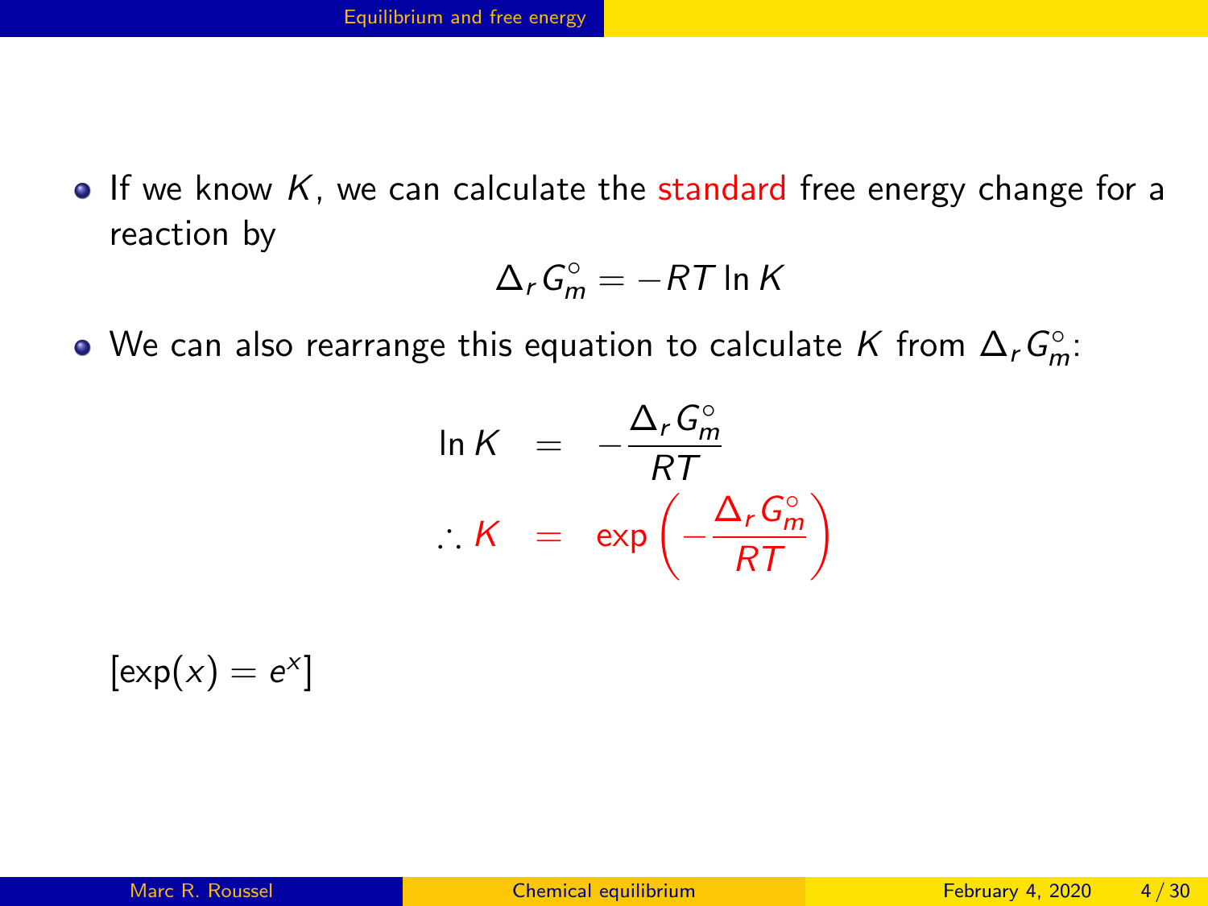- If we know $K$, we can calculate the standard free energy change for a reaction by

$$\Delta_r G_m^\circ = -RT \ln K$$

- We can also rearrange this equation to calculate $K$ from $\Delta_r G_m^\circ$:

$$\begin{aligned} \ln K &= -\frac{\Delta_r G_m^\circ}{RT} \\ \therefore K &= \exp\left(-\frac{\Delta_r G_m^\circ}{RT}\right) \end{aligned}$$

$[\exp(x) = e^x]$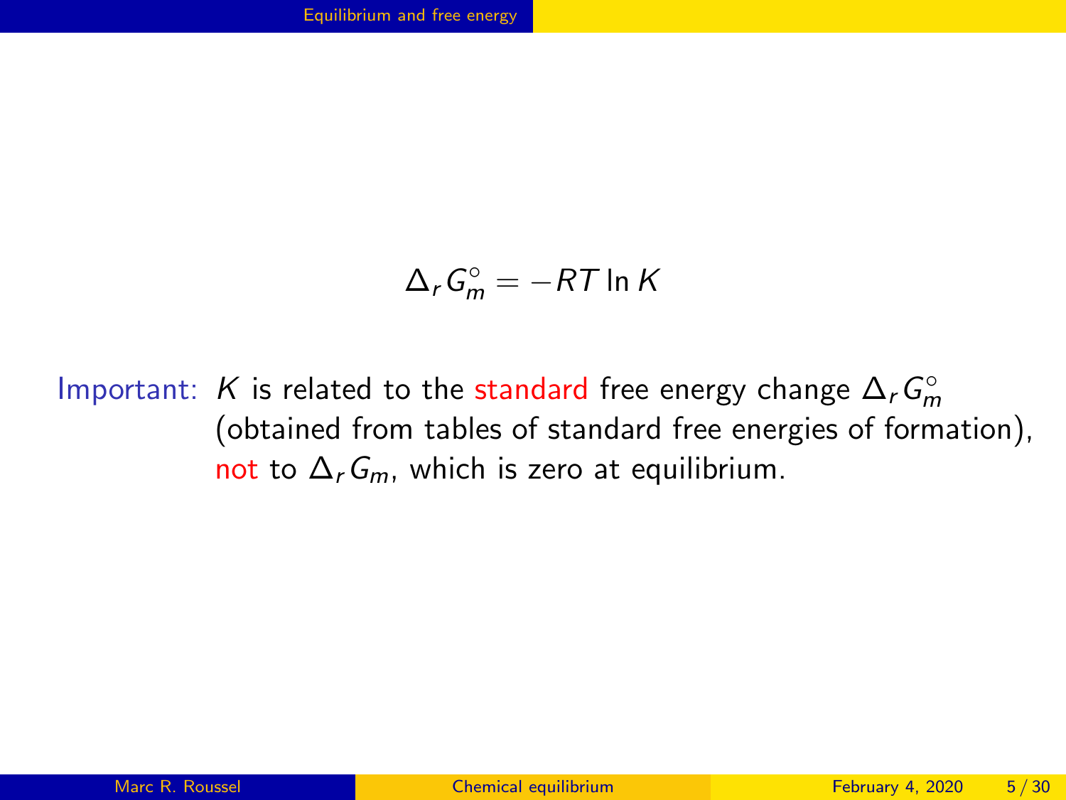$$\Delta_r G_m^\circ = -RT \ln K$$

Important: $K$ is related to the standard free energy change $\Delta_r G_m^\circ$ (obtained from tables of standard free energies of formation), not to $\Delta_r G_m$, which is zero at equilibrium.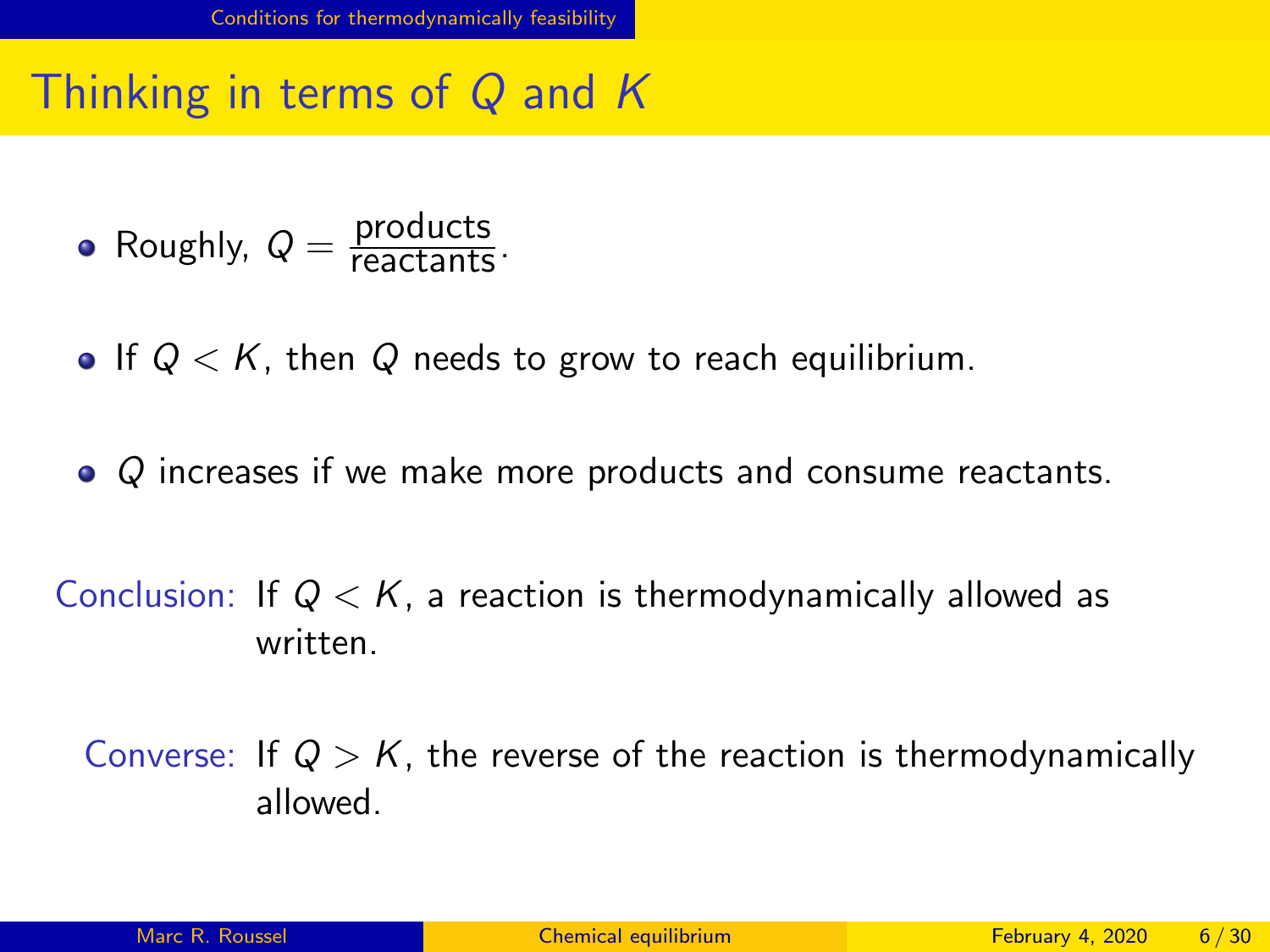# Thinking in terms of $Q$ and $K$

- Roughly, $Q = \frac{\text{products}}{\text{reactants}}$.
- If $Q < K$, then $Q$ needs to grow to reach equilibrium.
- $Q$ increases if we make more products and consume reactants.

Conclusion: If $Q < K$, a reaction is thermodynamically allowed as written.

Converse: If $Q > K$, the reverse of the reaction is thermodynamically allowed.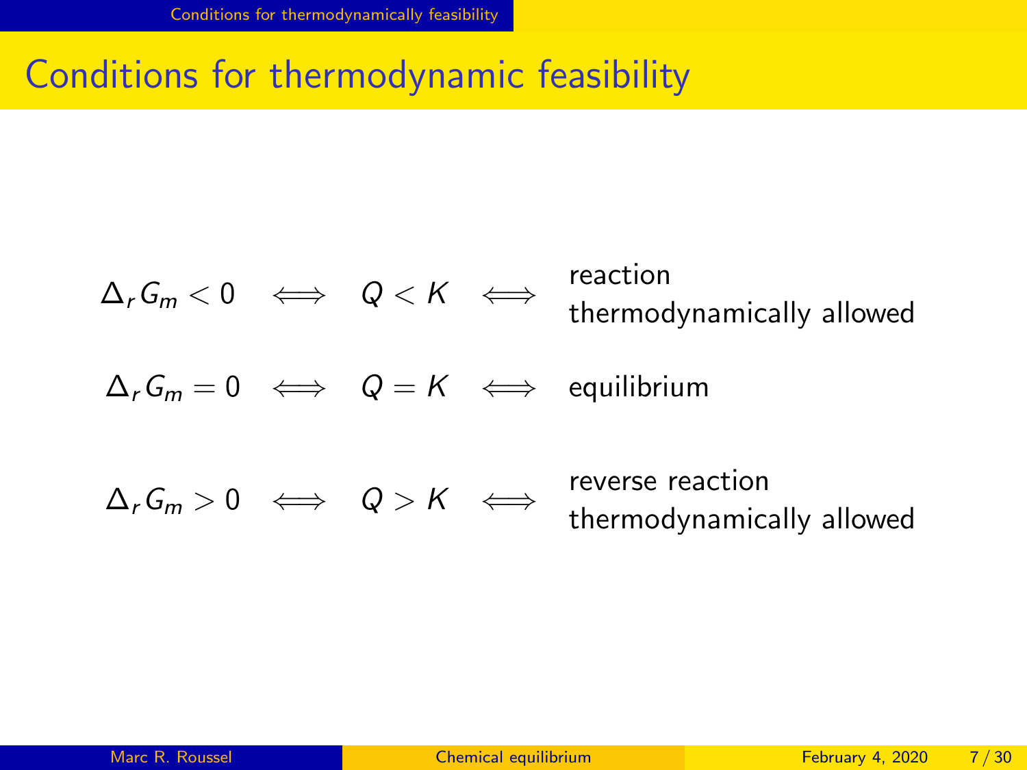# Conditions for thermodynamic feasibility

$$\Delta_r G_m < 0 \iff Q < K \iff \text{reaction thermodynamically allowed}$$

$$\Delta_r G_m = 0 \iff Q = K \iff \text{equilibrium}$$

$$\Delta_r G_m > 0 \iff Q > K \iff \text{reverse reaction thermodynamically allowed}$$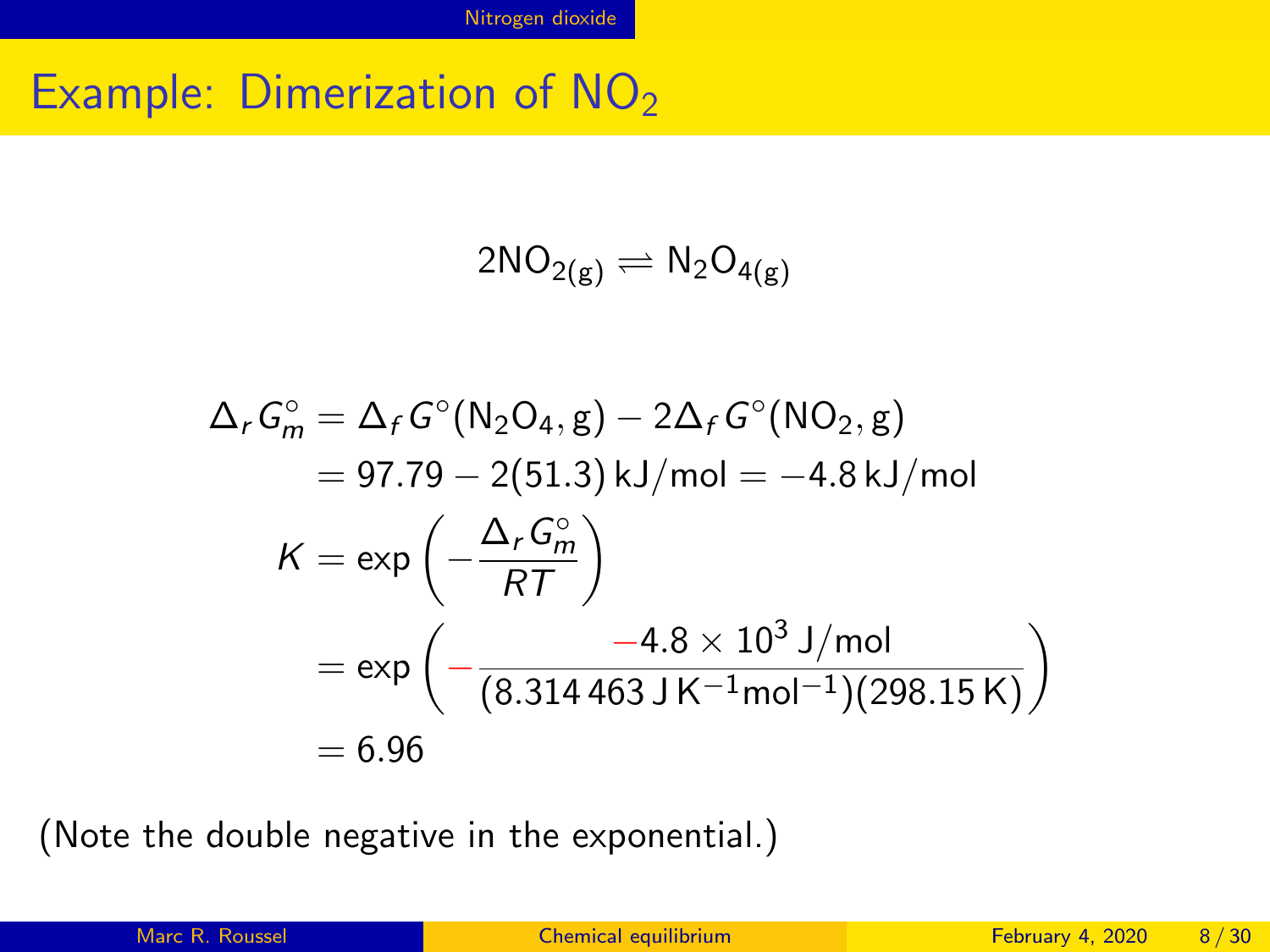# Example: Dimerization of $NO_2$

$$2NO_{2(g)} \rightleftharpoons N_2O_{4(g)}$$

$$\begin{aligned}
\Delta_r G_m^\circ &= \Delta_f G^\circ(N_2O_4, g) - 2\Delta_f G^\circ(NO_2, g) \\
&= 97.79 - 2(51.3)\,\text{kJ/mol} = -4.8\,\text{kJ/mol} \\
K &= \exp\left(-\frac{\Delta_r G_m^\circ}{RT}\right) \\
&= \exp\left(-\frac{-4.8 \times 10^3\,\text{J/mol}}{(8.314\,463\,\text{J}\,\text{K}^{-1}\text{mol}^{-1})(298.15\,\text{K})}\right) \\
&= 6.96
\end{aligned}$$

(Note the double negative in the exponential.)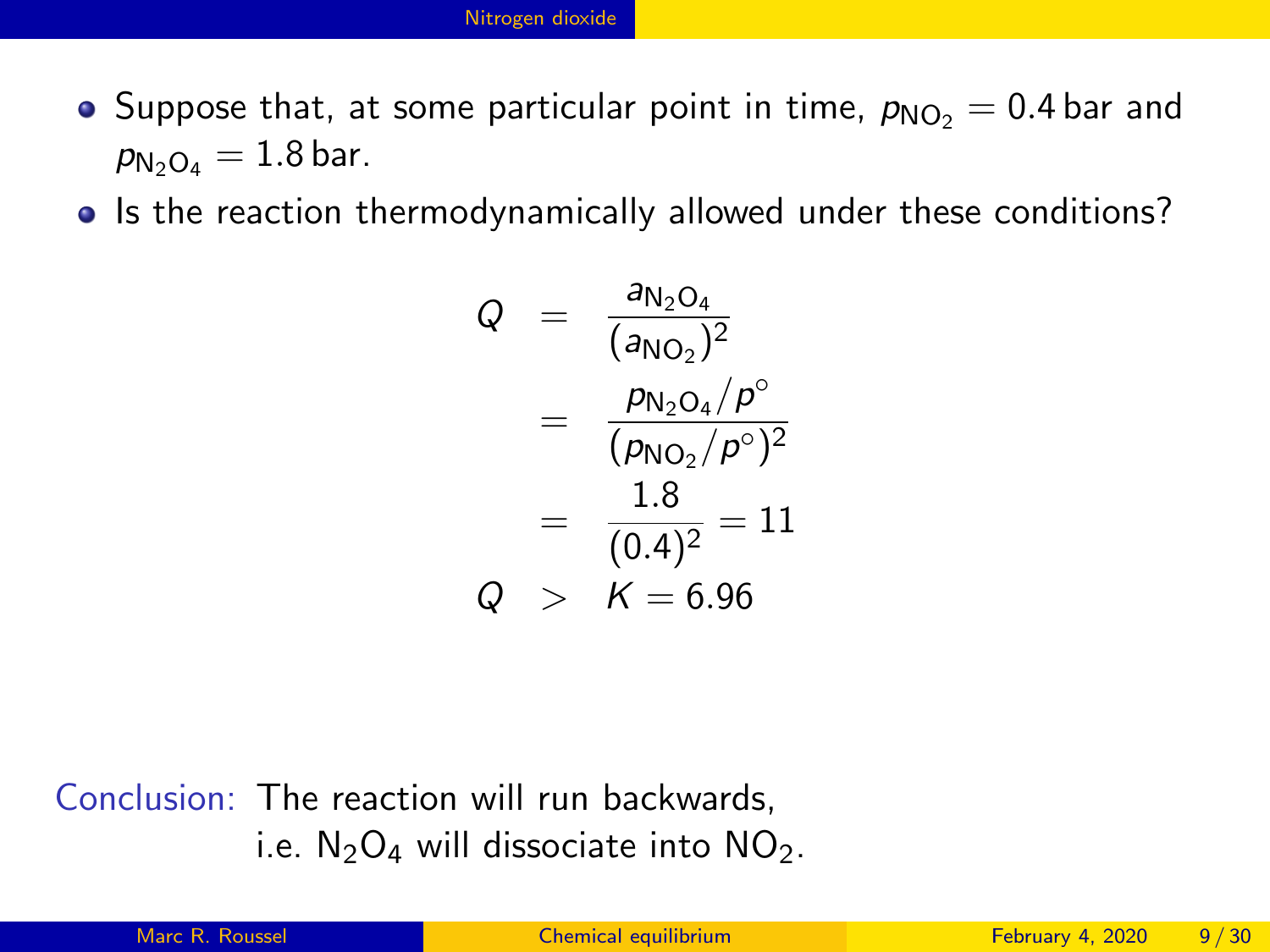- Suppose that, at some particular point in time, $p_{NO_2} = 0.4$ bar and $p_{N_2O_4} = 1.8$ bar.
- Is the reaction thermodynamically allowed under these conditions?

$$
\begin{aligned}
Q &= \frac{a_{N_2O_4}}{(a_{NO_2})^2} \\
&= \frac{p_{N_2O_4}/p^\circ}{(p_{NO_2}/p^\circ)^2} \\
&= \frac{1.8}{(0.4)^2} = 11 \\
Q &> K = 6.96
\end{aligned}
$$

Conclusion: The reaction will run backwards, i.e. $N_2O_4$ will dissociate into $NO_2$.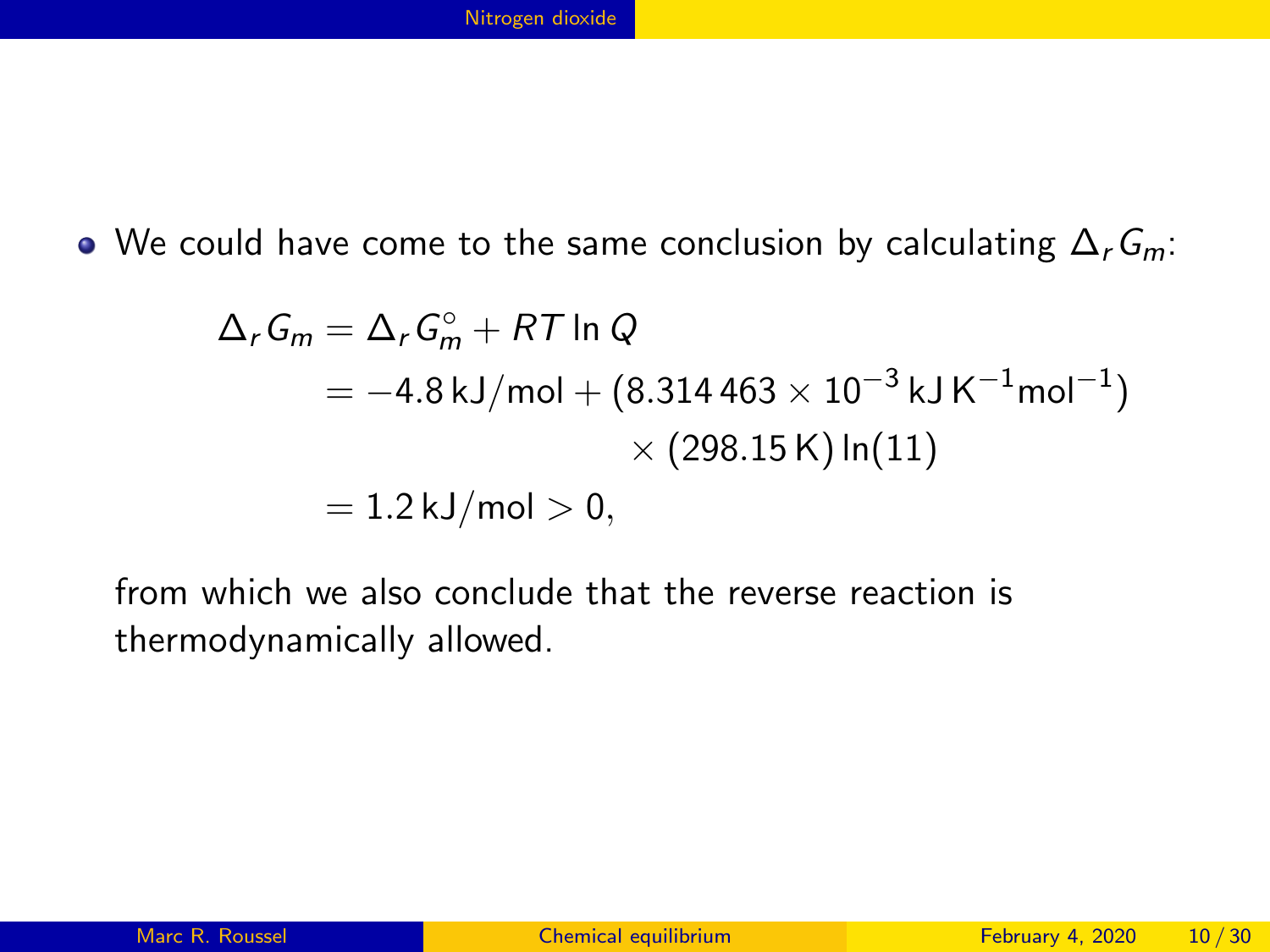- We could have come to the same conclusion by calculating $\Delta_r G_m$:

$$
\begin{aligned}
\Delta_r G_m &= \Delta_r G_m^\circ + RT \ln Q \\
&= -4.8\,\text{kJ/mol} + (8.314\,463 \times 10^{-3}\,\text{kJ}\,\text{K}^{-1}\text{mol}^{-1}) \\
&\qquad\qquad\qquad \times (298.15\,\text{K}) \ln(11) \\
&= 1.2\,\text{kJ/mol} > 0,
\end{aligned}
$$

from which we also conclude that the reverse reaction is thermodynamically allowed.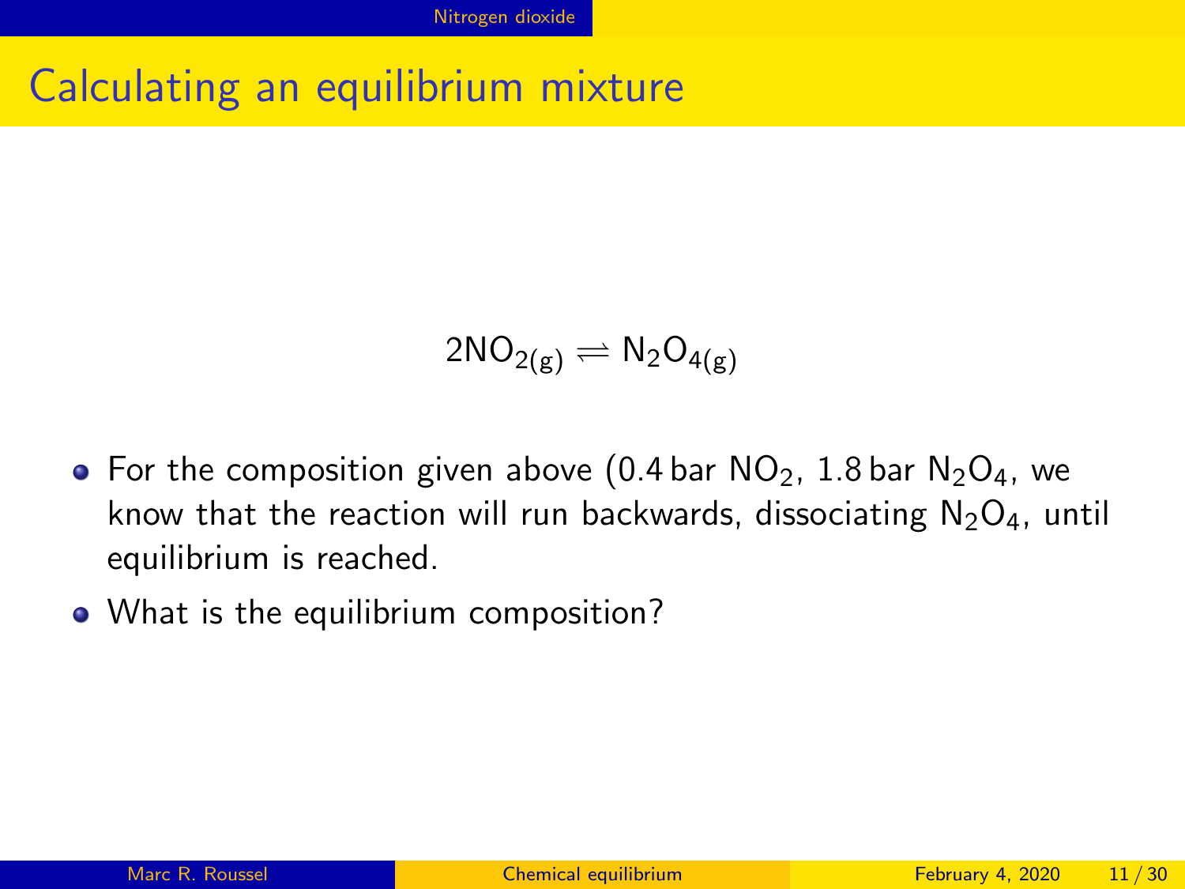# Calculating an equilibrium mixture

$$2NO_{2(g)} \rightleftharpoons N_2O_{4(g)}$$

- For the composition given above (0.4 bar $NO_2$, 1.8 bar $N_2O_4$, we know that the reaction will run backwards, dissociating $N_2O_4$, until equilibrium is reached.
- What is the equilibrium composition?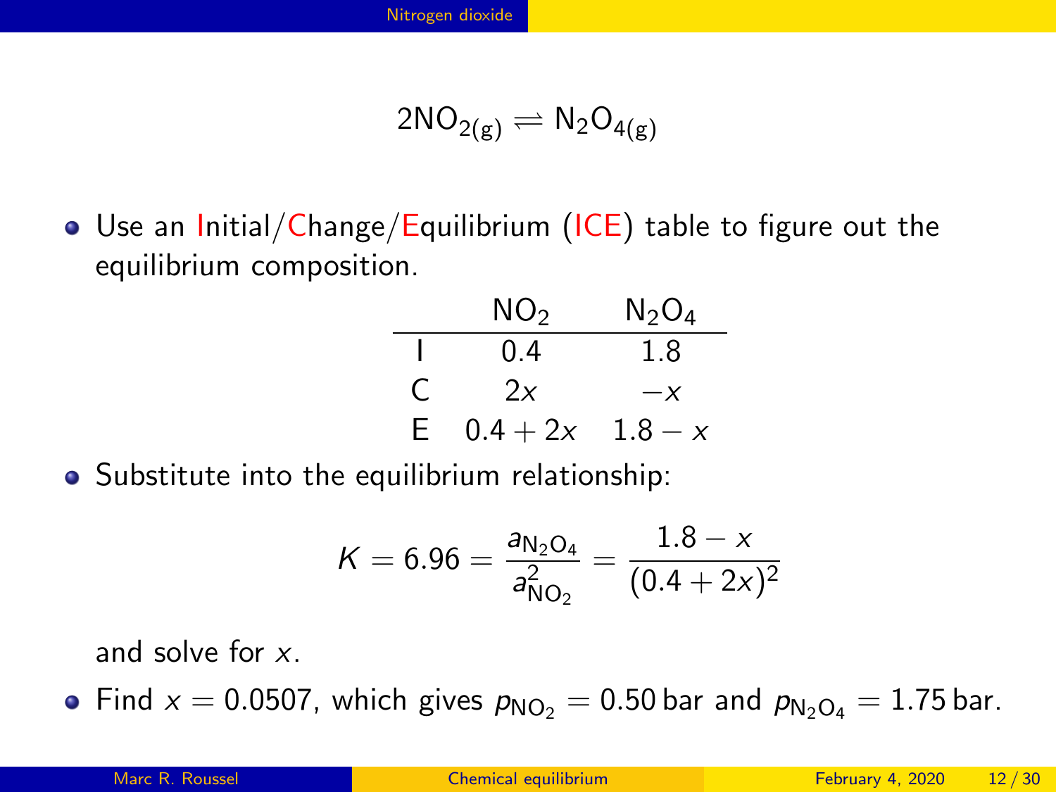$$2NO_{2(g)} \rightleftharpoons N_2O_{4(g)}$$

- Use an Initial/Change/Equilibrium (ICE) table to figure out the equilibrium composition.

| | $NO_2$ | $N_2O_4$ |
|---|---|---|
| I | 0.4 | 1.8 |
| C | $2x$ | $-x$ |
| E | $0.4 + 2x$ | $1.8 - x$ |

- Substitute into the equilibrium relationship:

$$K = 6.96 = \frac{a_{N_2O_4}}{a_{NO_2}^2} = \frac{1.8 - x}{(0.4 + 2x)^2}$$

  and solve for $x$.

- Find $x = 0.0507$, which gives $p_{NO_2} = 0.50\,\text{bar}$ and $p_{N_2O_4} = 1.75\,\text{bar}$.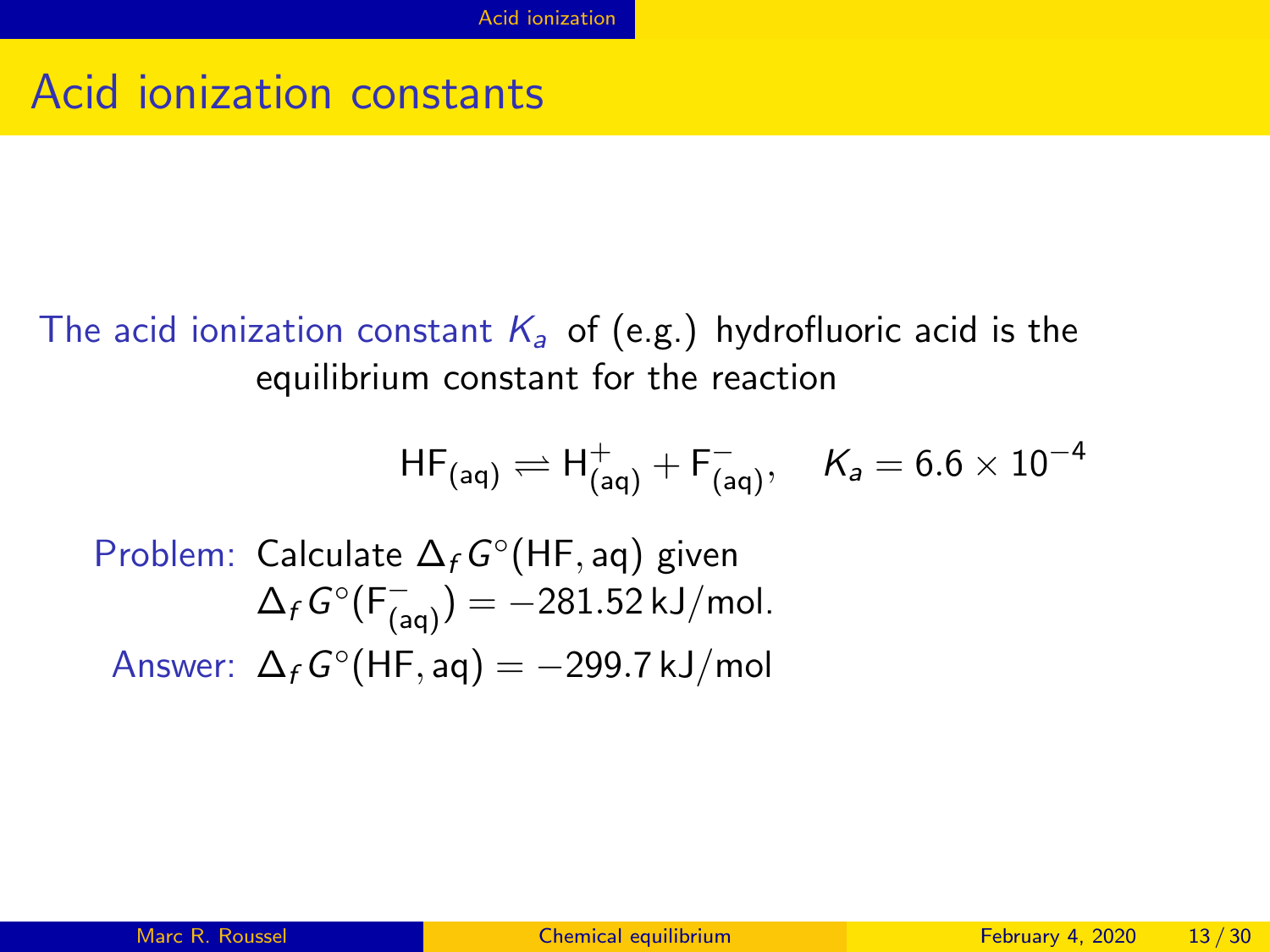# Acid ionization constants

The acid ionization constant $K_a$ of (e.g.) hydrofluoric acid is the equilibrium constant for the reaction

$$\mathrm{HF_{(aq)}} \rightleftharpoons \mathrm{H^+_{(aq)}} + \mathrm{F^-_{(aq)}}, \quad K_a = 6.6 \times 10^{-4}$$

Problem: Calculate $\Delta_f G^\circ(\mathrm{HF, aq})$ given $\Delta_f G^\circ(\mathrm{F^-_{(aq)}}) = -281.52\,\mathrm{kJ/mol}$.

Answer: $\Delta_f G^\circ(\mathrm{HF, aq}) = -299.7\,\mathrm{kJ/mol}$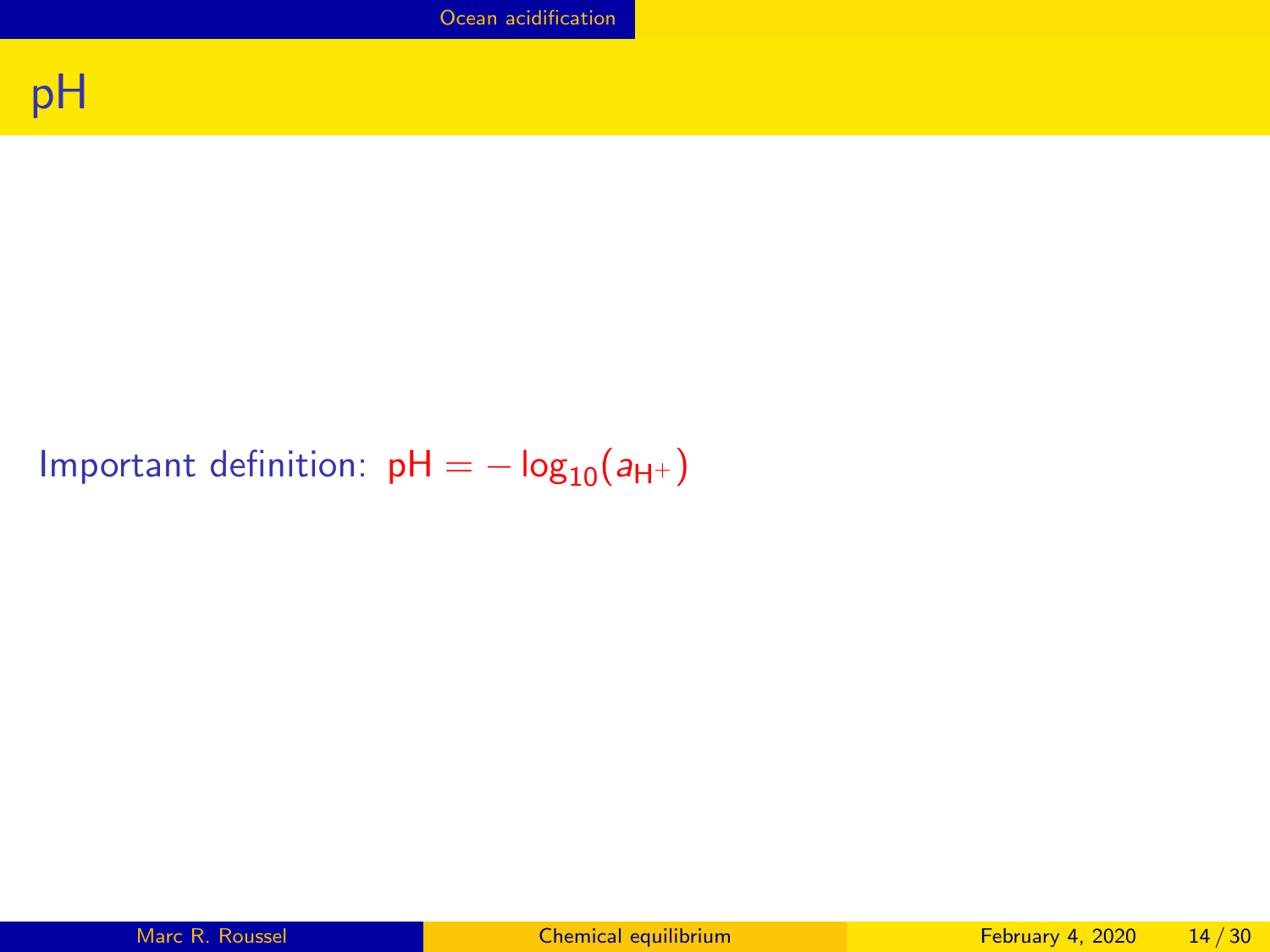# pH

Important definition: $\mathrm{pH} = -\log_{10}(a_{\mathrm{H}^+})$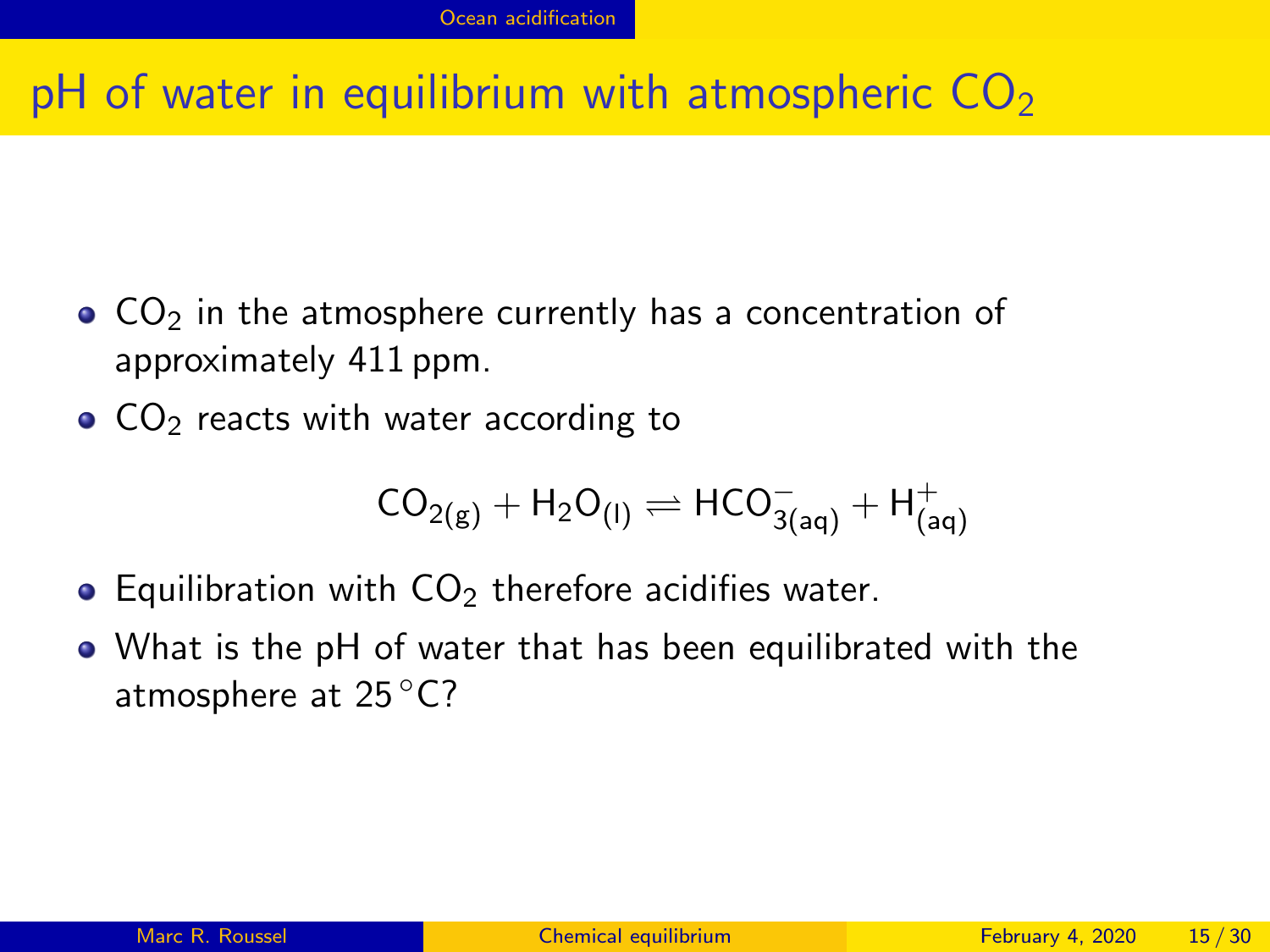# pH of water in equilibrium with atmospheric $CO_2$

- $CO_2$ in the atmosphere currently has a concentration of approximately 411 ppm.
- $CO_2$ reacts with water according to

$$CO_{2(g)} + H_2O_{(l)} \rightleftharpoons HCO^-_{3(aq)} + H^+_{(aq)}$$

- Equilibration with $CO_2$ therefore acidifies water.
- What is the pH of water that has been equilibrated with the atmosphere at 25 °C?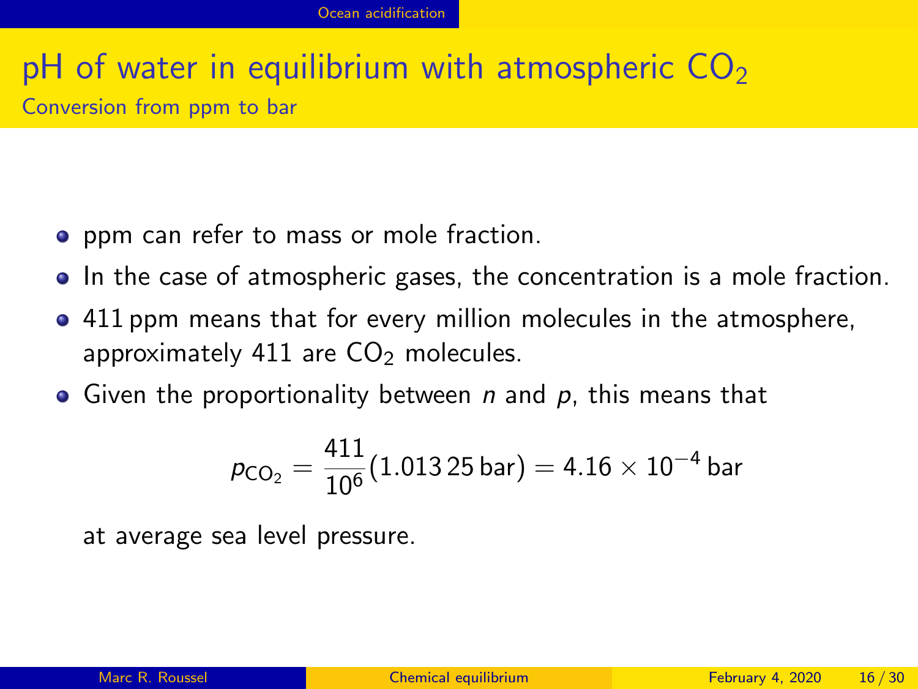# pH of water in equilibrium with atmospheric $CO_2$

## Conversion from ppm to bar

- ppm can refer to mass or mole fraction.
- In the case of atmospheric gases, the concentration is a mole fraction.
- 411 ppm means that for every million molecules in the atmosphere, approximately 411 are $CO_2$ molecules.
- Given the proportionality between $n$ and $p$, this means that

$$p_{\text{CO}_2} = \frac{411}{10^6}(1.013\,25\,\text{bar}) = 4.16 \times 10^{-4}\,\text{bar}$$

  at average sea level pressure.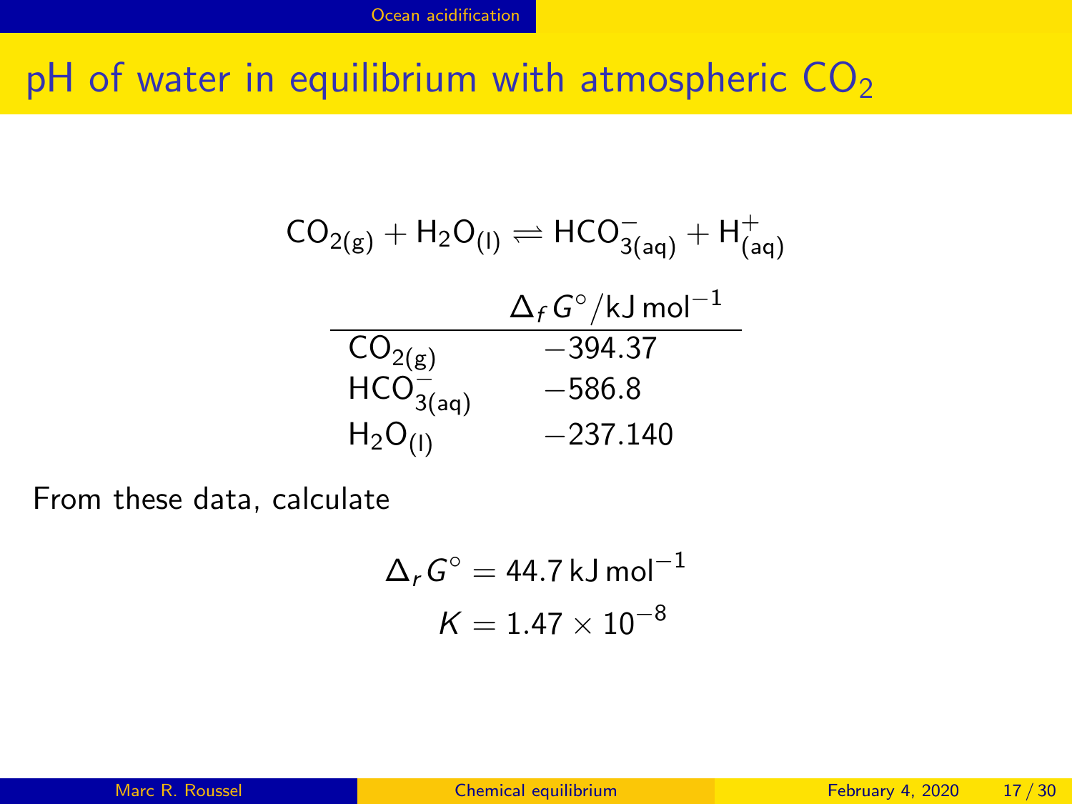# pH of water in equilibrium with atmospheric $CO_2$

$$CO_{2(g)} + H_2O_{(l)} \rightleftharpoons HCO^-_{3(aq)} + H^+_{(aq)}$$

| | $\Delta_f G^\circ/\text{kJ mol}^{-1}$ |
|---|---|
| $CO_{2(g)}$ | $-394.37$ |
| $HCO^-_{3(aq)}$ | $-586.8$ |
| $H_2O_{(l)}$ | $-237.140$ |

From these data, calculate

$$\Delta_r G^\circ = 44.7\,\text{kJ mol}^{-1}$$

$$K = 1.47 \times 10^{-8}$$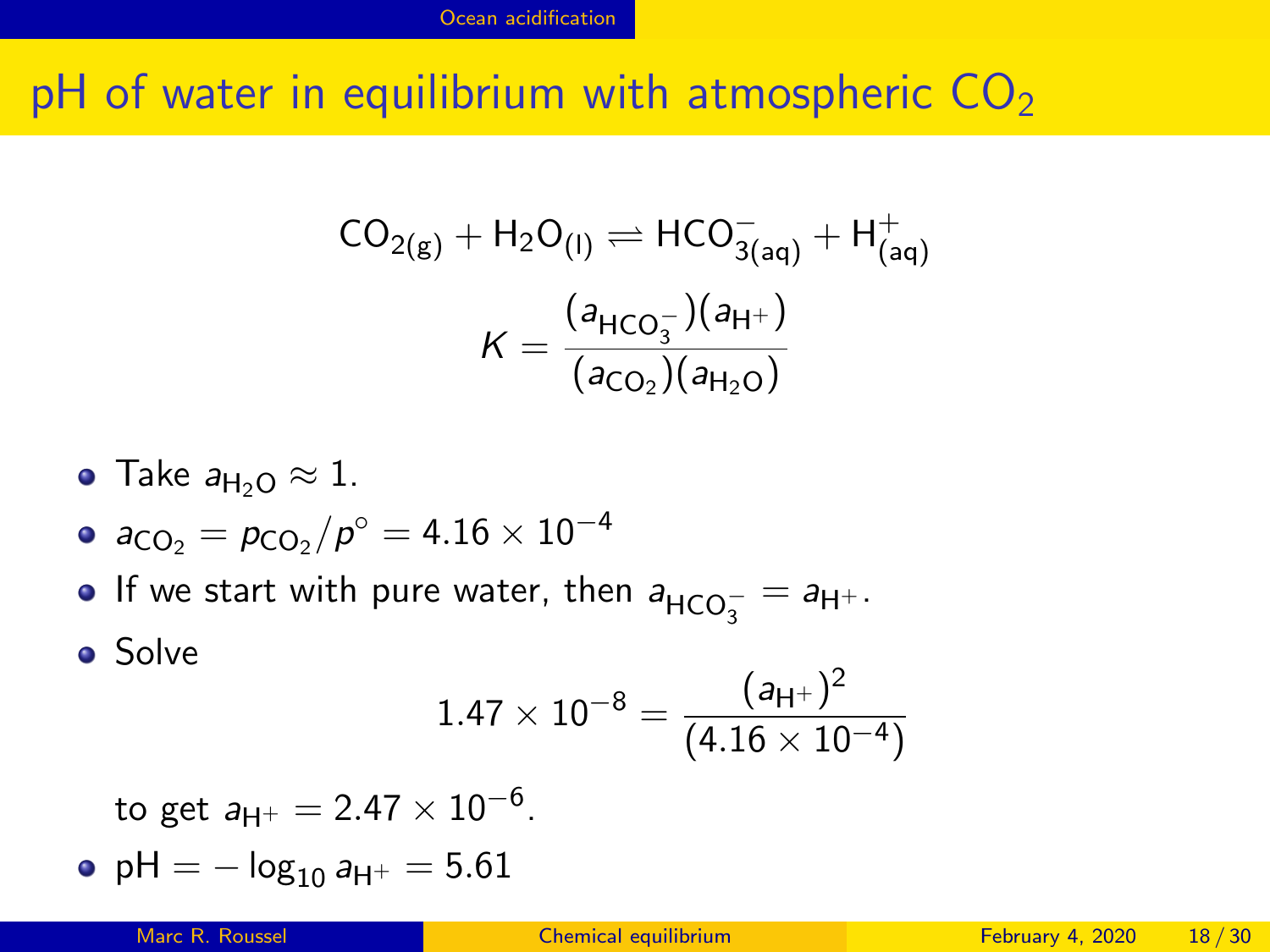# pH of water in equilibrium with atmospheric $CO_2$

$$CO_{2(g)} + H_2O_{(l)} \rightleftharpoons HCO^-_{3(aq)} + H^+_{(aq)}$$

$$K = \frac{(a_{HCO_3^-})(a_{H^+})}{(a_{CO_2})(a_{H_2O})}$$

- Take $a_{H_2O} \approx 1$.
- $a_{CO_2} = p_{CO_2}/p^\circ = 4.16 \times 10^{-4}$
- If we start with pure water, then $a_{HCO_3^-} = a_{H^+}$.
- Solve

  $$1.47 \times 10^{-8} = \frac{(a_{H^+})^2}{(4.16 \times 10^{-4})}$$

  to get $a_{H^+} = 2.47 \times 10^{-6}$.
- $\text{pH} = -\log_{10} a_{H^+} = 5.61$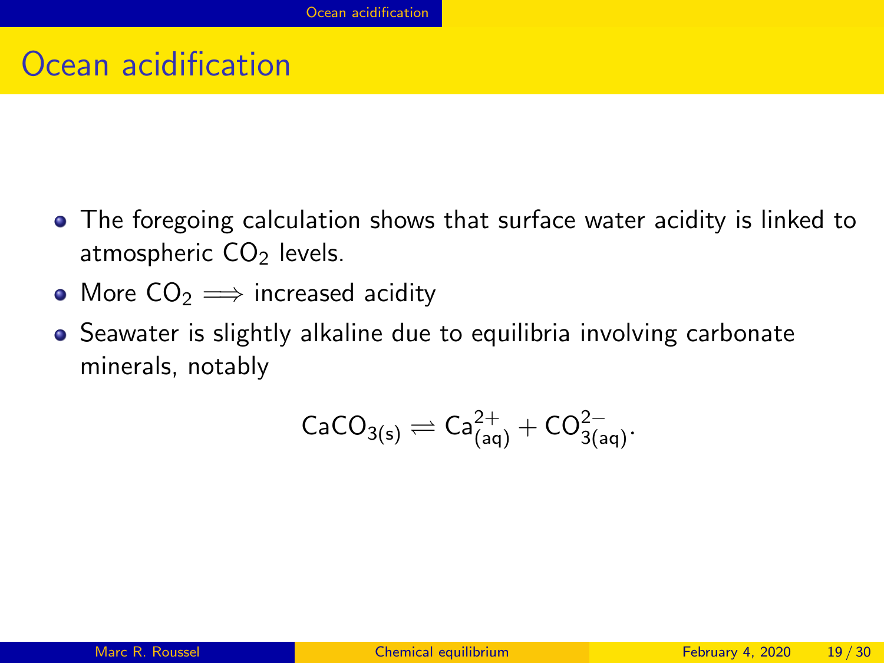# Ocean acidification

- The foregoing calculation shows that surface water acidity is linked to atmospheric $CO_2$ levels.
- More $CO_2 \implies$ increased acidity
- Seawater is slightly alkaline due to equilibria involving carbonate minerals, notably

$$\mathrm{CaCO_{3(s)}} \rightleftharpoons \mathrm{Ca^{2+}_{(aq)}} + \mathrm{CO^{2-}_{3(aq)}}.$$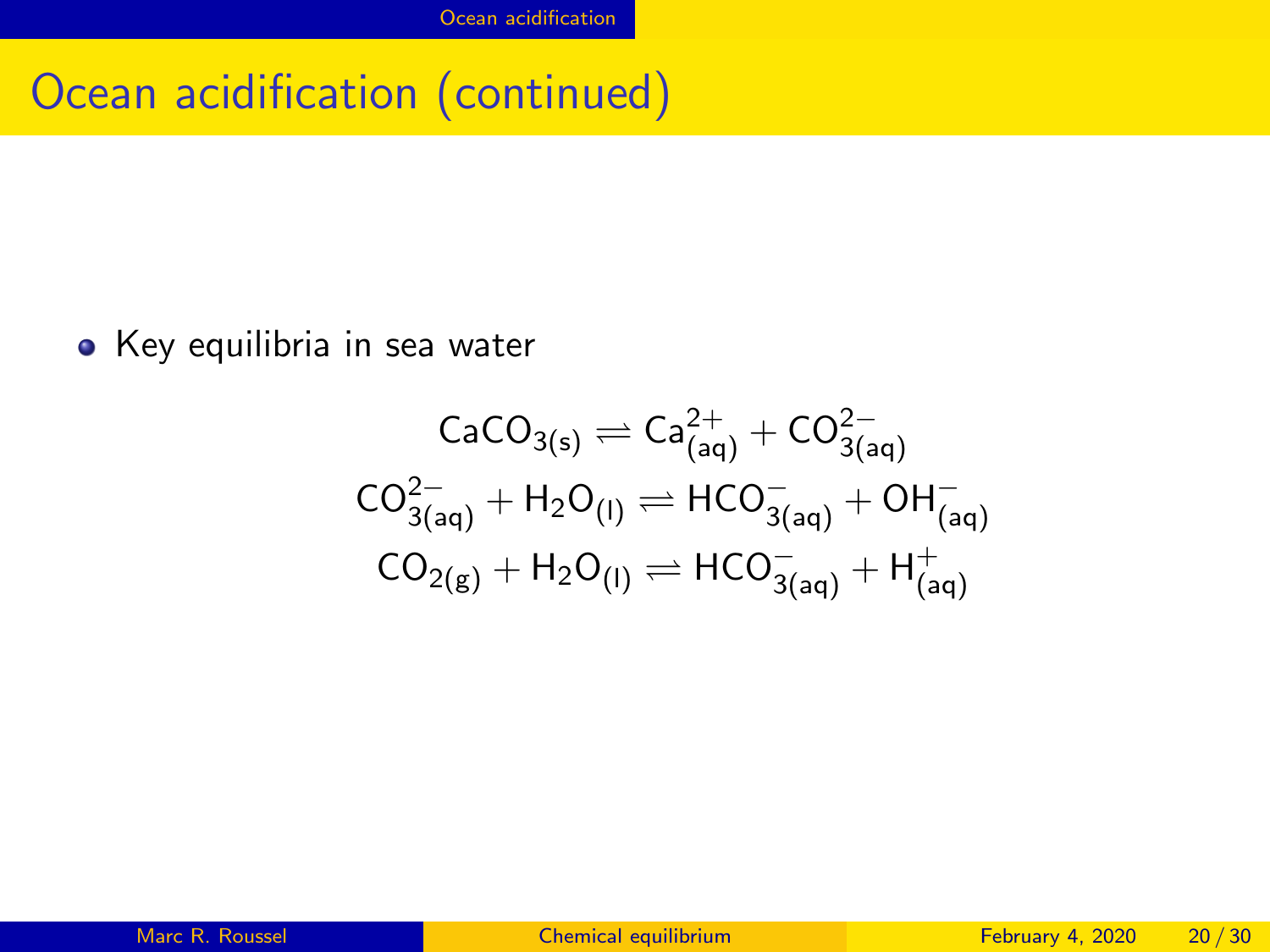# Ocean acidification (continued)

- Key equilibria in sea water

$$\mathrm{CaCO_{3(s)}} \rightleftharpoons \mathrm{Ca^{2+}_{(aq)}} + \mathrm{CO^{2-}_{3(aq)}}$$

$$\mathrm{CO^{2-}_{3(aq)}} + \mathrm{H_2O_{(l)}} \rightleftharpoons \mathrm{HCO^{-}_{3(aq)}} + \mathrm{OH^{-}_{(aq)}}$$

$$\mathrm{CO_{2(g)}} + \mathrm{H_2O_{(l)}} \rightleftharpoons \mathrm{HCO^{-}_{3(aq)}} + \mathrm{H^{+}_{(aq)}}$$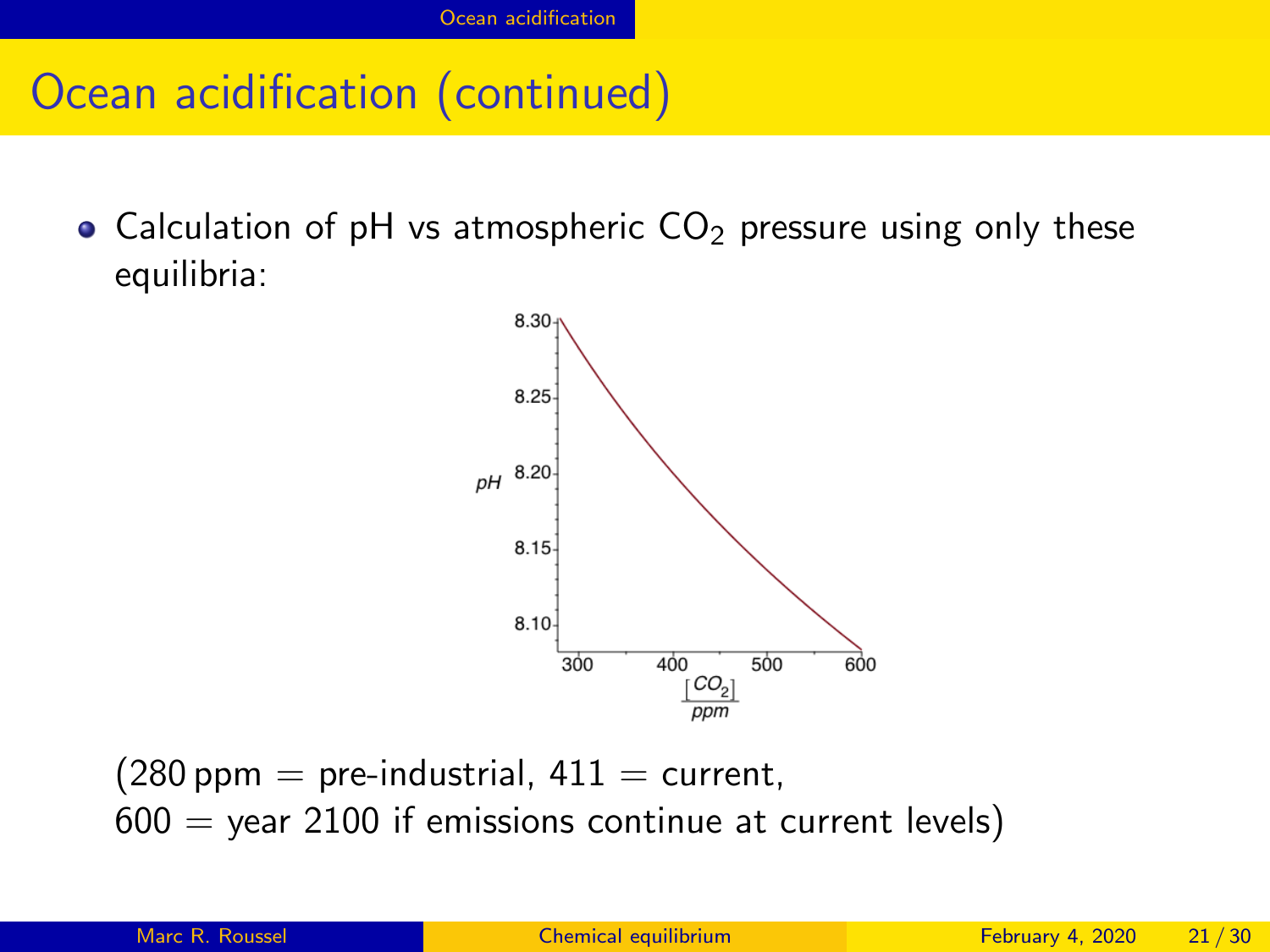## Ocean acidification (continued)

- Calculation of pH vs atmospheric $CO_2$ pressure using only these equilibria:

(280 ppm = pre-industrial, 411 = current,
600 = year 2100 if emissions continue at current levels)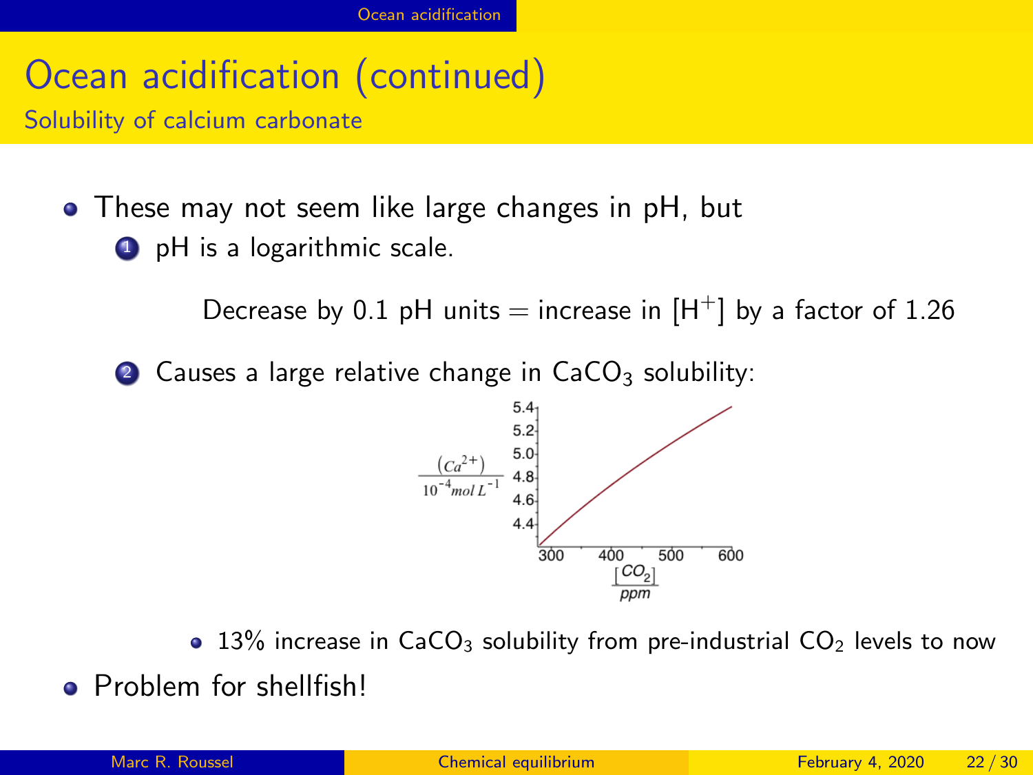# Ocean acidification (continued)

## Solubility of calcium carbonate

- These may not seem like large changes in pH, but
  1. pH is a logarithmic scale.

     Decrease by 0.1 pH units = increase in $[H^+]$ by a factor of 1.26

  2. Causes a large relative change in $CaCO_3$ solubility:

     - 13% increase in $CaCO_3$ solubility from pre-industrial $CO_2$ levels to now
- Problem for shellfish!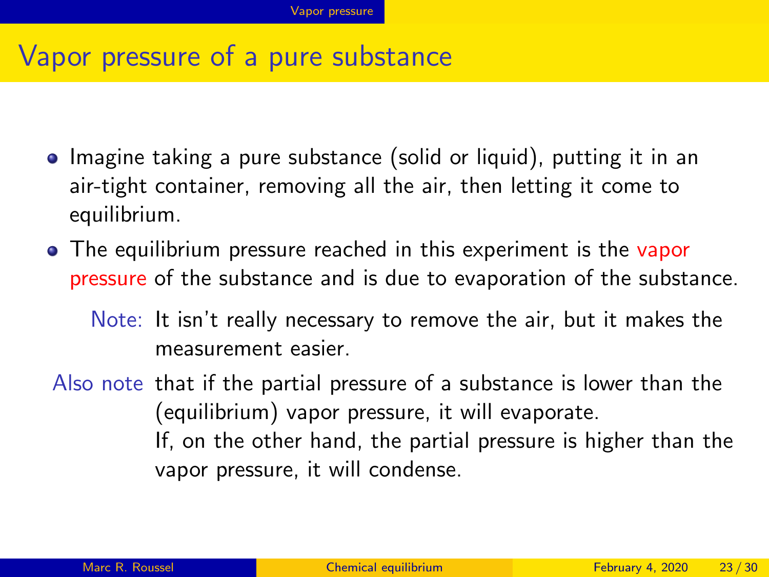# Vapor pressure of a pure substance

- Imagine taking a pure substance (solid or liquid), putting it in an air-tight container, removing all the air, then letting it come to equilibrium.
- The equilibrium pressure reached in this experiment is the vapor pressure of the substance and is due to evaporation of the substance.

  Note: It isn't really necessary to remove the air, but it makes the measurement easier.

Also note that if the partial pressure of a substance is lower than the (equilibrium) vapor pressure, it will evaporate.
If, on the other hand, the partial pressure is higher than the vapor pressure, it will condense.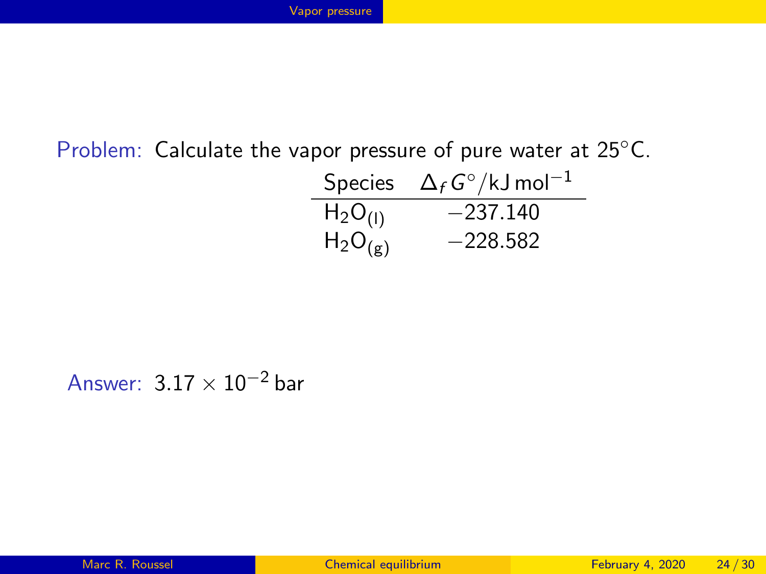Problem: Calculate the vapor pressure of pure water at 25°C.

| Species | $\Delta_f G^\circ/\text{kJ mol}^{-1}$ |
|---|---|
| $H_2O_{(l)}$ | $-237.140$ |
| $H_2O_{(g)}$ | $-228.582$ |

Answer: $3.17 \times 10^{-2}$ bar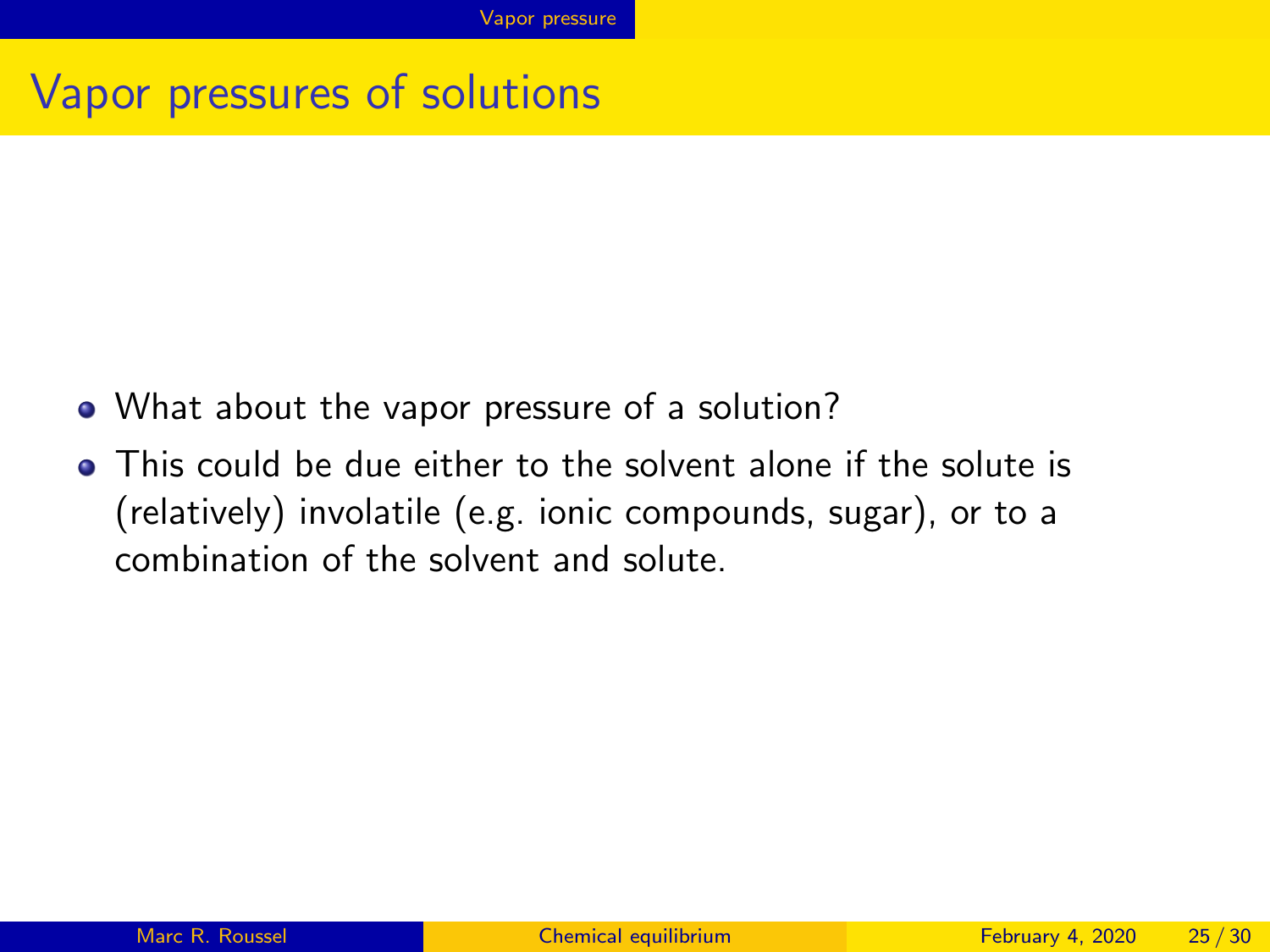# Vapor pressures of solutions

- What about the vapor pressure of a solution?
- This could be due either to the solvent alone if the solute is (relatively) involatile (e.g. ionic compounds, sugar), or to a combination of the solvent and solute.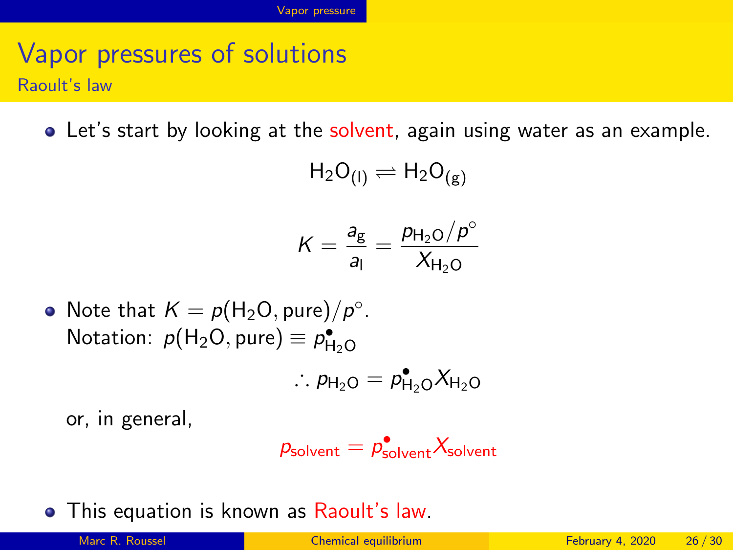# Vapor pressures of solutions

## Raoult's law

- Let's start by looking at the solvent, again using water as an example.

$$H_2O_{(l)} \rightleftharpoons H_2O_{(g)}$$

$$K = \frac{a_g}{a_l} = \frac{p_{H_2O}/p^\circ}{X_{H_2O}}$$

- Note that $K = p(H_2O, \text{pure})/p^\circ$.
  Notation: $p(H_2O, \text{pure}) \equiv p^\bullet_{H_2O}$

$$\therefore p_{H_2O} = p^\bullet_{H_2O} X_{H_2O}$$

  or, in general,

$$p_{\text{solvent}} = p^\bullet_{\text{solvent}} X_{\text{solvent}}$$

- This equation is known as Raoult's law.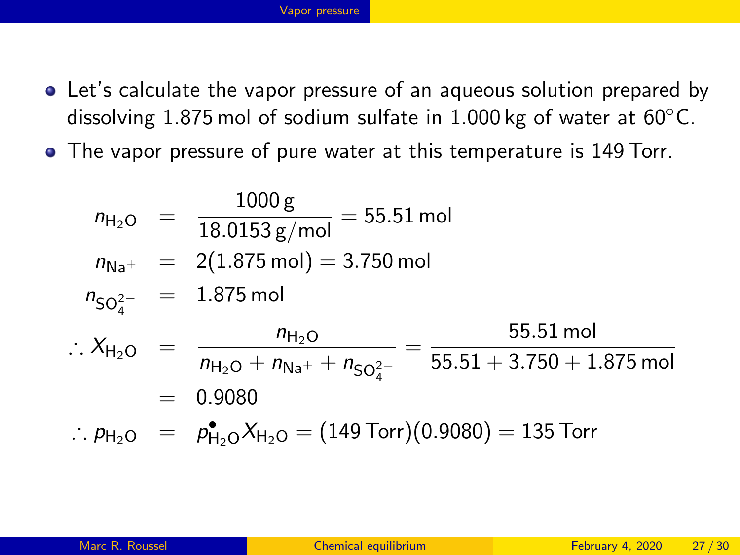- Let's calculate the vapor pressure of an aqueous solution prepared by dissolving 1.875 mol of sodium sulfate in 1.000 kg of water at 60°C.
- The vapor pressure of pure water at this temperature is 149 Torr.

$$
\begin{aligned}
n_{\mathrm{H_2O}} &= \frac{1000\,\mathrm{g}}{18.0153\,\mathrm{g/mol}} = 55.51\,\mathrm{mol} \\
n_{\mathrm{Na^+}} &= 2(1.875\,\mathrm{mol}) = 3.750\,\mathrm{mol} \\
n_{\mathrm{SO_4^{2-}}} &= 1.875\,\mathrm{mol} \\
\therefore X_{\mathrm{H_2O}} &= \frac{n_{\mathrm{H_2O}}}{n_{\mathrm{H_2O}} + n_{\mathrm{Na^+}} + n_{\mathrm{SO_4^{2-}}}} = \frac{55.51\,\mathrm{mol}}{55.51 + 3.750 + 1.875\,\mathrm{mol}} \\
&= 0.9080 \\
\therefore p_{\mathrm{H_2O}} &= p^{\bullet}_{\mathrm{H_2O}} X_{\mathrm{H_2O}} = (149\,\mathrm{Torr})(0.9080) = 135\,\mathrm{Torr}
\end{aligned}
$$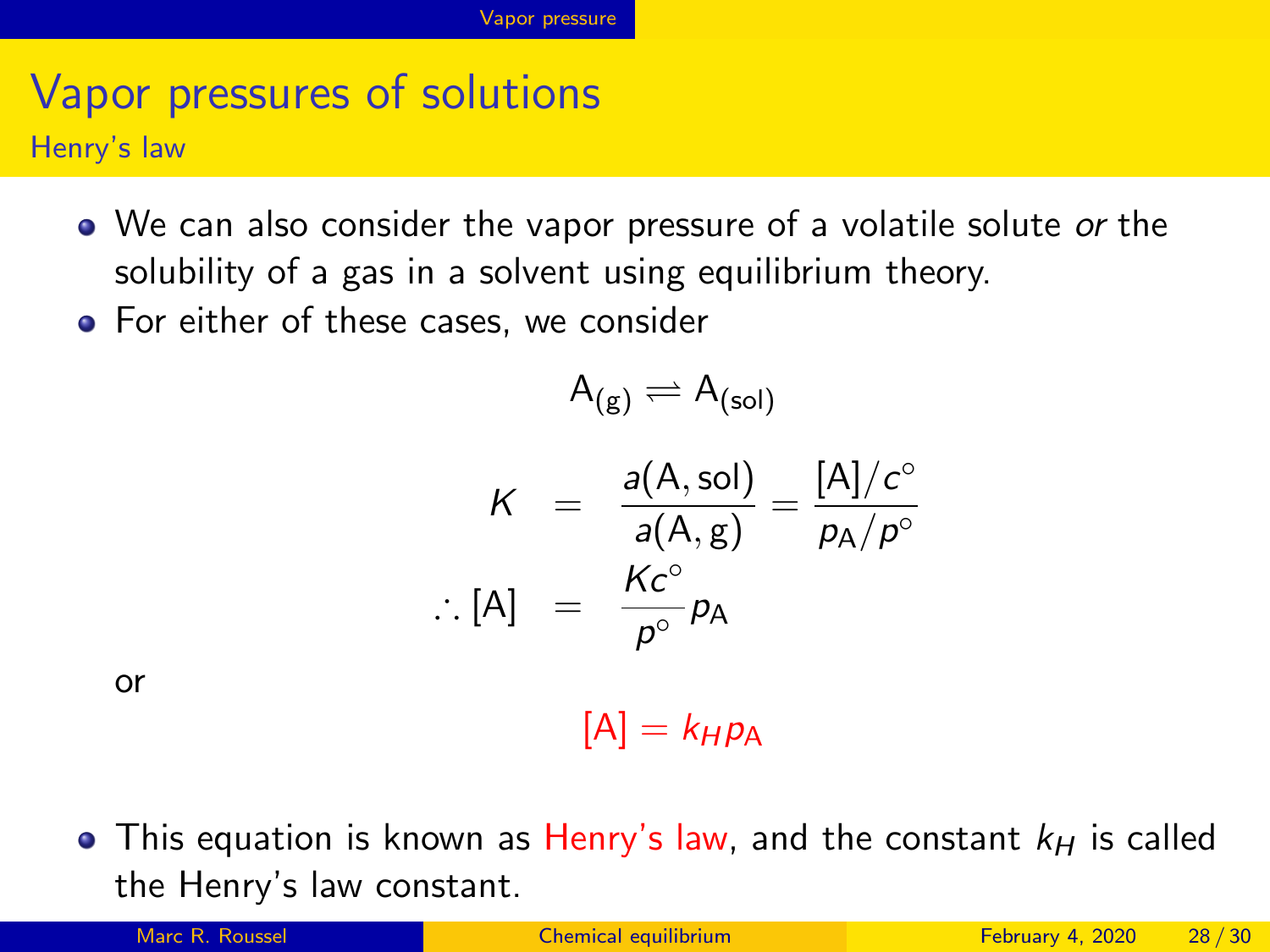# Vapor pressures of solutions

## Henry's law

- We can also consider the vapor pressure of a volatile solute *or* the solubility of a gas in a solvent using equilibrium theory.
- For either of these cases, we consider

$$\mathrm{A_{(g)}} \rightleftharpoons \mathrm{A_{(sol)}}$$

$$\begin{aligned} K &= \frac{a(\mathrm{A}, \mathrm{sol})}{a(\mathrm{A}, \mathrm{g})} = \frac{[\mathrm{A}]/c^\circ}{p_\mathrm{A}/p^\circ} \\ \therefore [\mathrm{A}] &= \frac{Kc^\circ}{p^\circ} p_\mathrm{A} \end{aligned}$$

or

$$[\mathrm{A}] = k_H p_\mathrm{A}$$

- This equation is known as Henry's law, and the constant $k_H$ is called the Henry's law constant.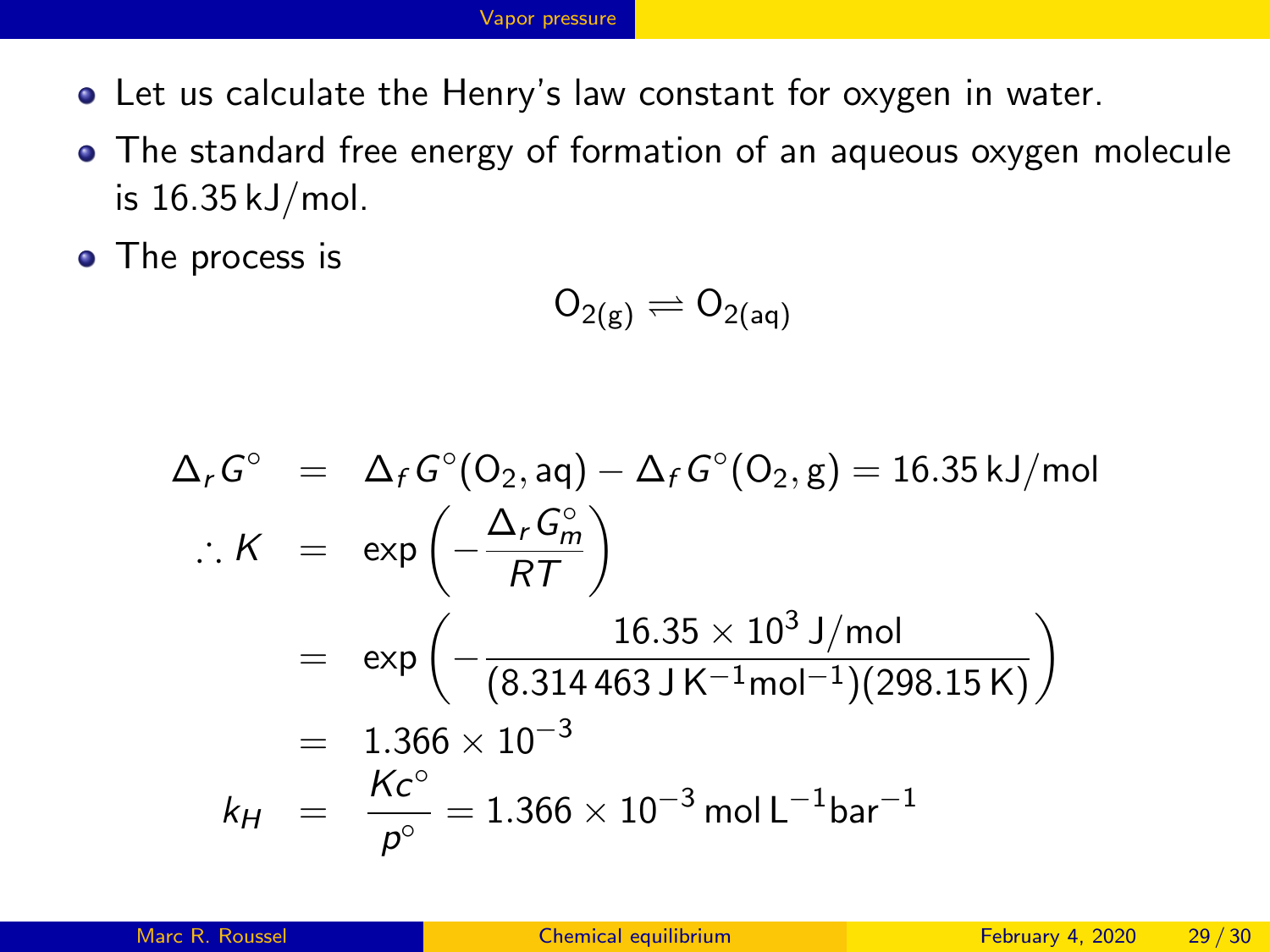- Let us calculate the Henry's law constant for oxygen in water.
- The standard free energy of formation of an aqueous oxygen molecule is 16.35 kJ/mol.
- The process is

$$O_{2(g)} \rightleftharpoons O_{2(aq)}$$

$$
\begin{aligned}
\Delta_r G^\circ &= \Delta_f G^\circ(O_2, \text{aq}) - \Delta_f G^\circ(O_2, \text{g}) = 16.35\,\text{kJ/mol} \\
\therefore K &= \exp\left(-\frac{\Delta_r G_m^\circ}{RT}\right) \\
&= \exp\left(-\frac{16.35 \times 10^3\,\text{J/mol}}{(8.314\,463\,\text{J}\,\text{K}^{-1}\text{mol}^{-1})(298.15\,\text{K})}\right) \\
&= 1.366 \times 10^{-3} \\
k_H &= \frac{Kc^\circ}{p^\circ} = 1.366 \times 10^{-3}\,\text{mol}\,\text{L}^{-1}\text{bar}^{-1}
\end{aligned}
$$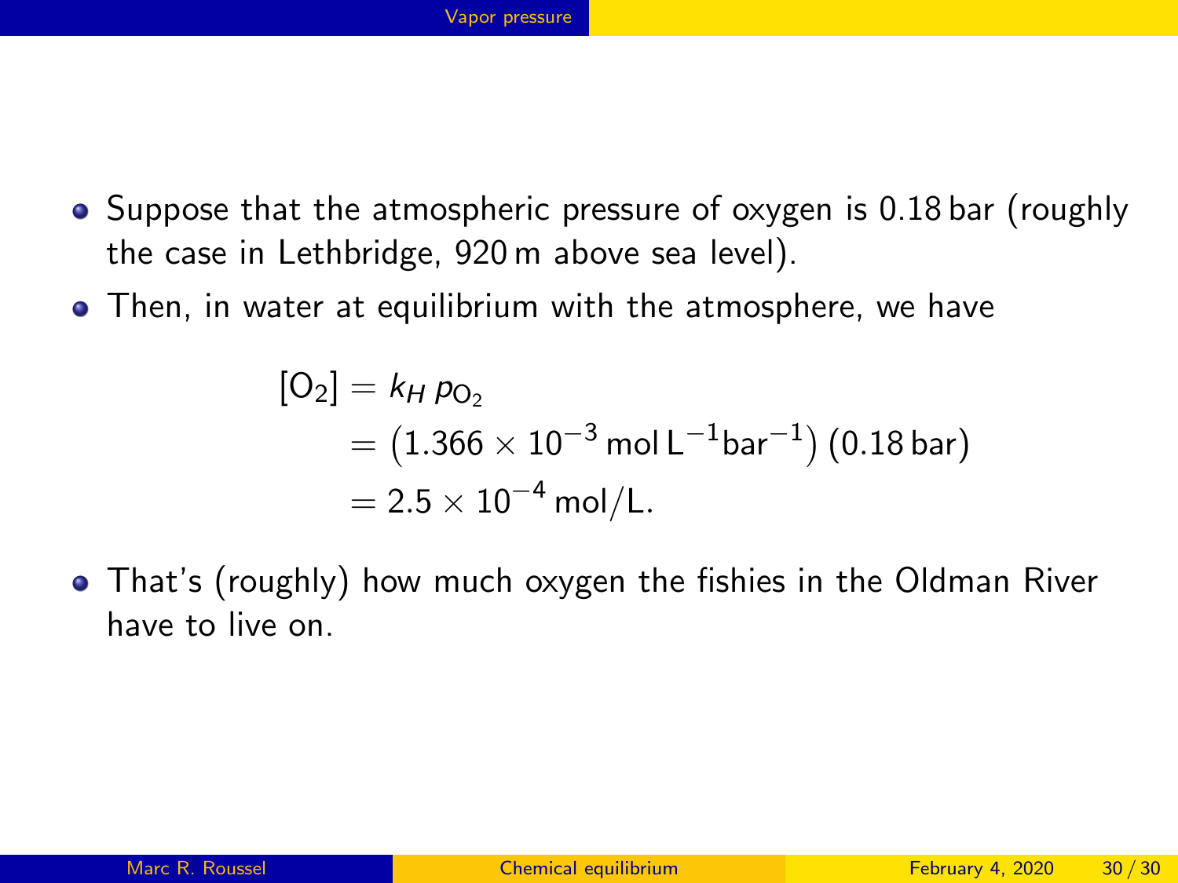- Suppose that the atmospheric pressure of oxygen is 0.18 bar (roughly the case in Lethbridge, 920 m above sea level).
- Then, in water at equilibrium with the atmosphere, we have

$$
\begin{aligned}
[O_2] &= k_H \, p_{O_2} \\
&= \left(1.366 \times 10^{-3}\,\text{mol}\,\text{L}^{-1}\text{bar}^{-1}\right)(0.18\,\text{bar}) \\
&= 2.5 \times 10^{-4}\,\text{mol/L}.
\end{aligned}
$$

- That's (roughly) how much oxygen the fishies in the Oldman River have to live on.